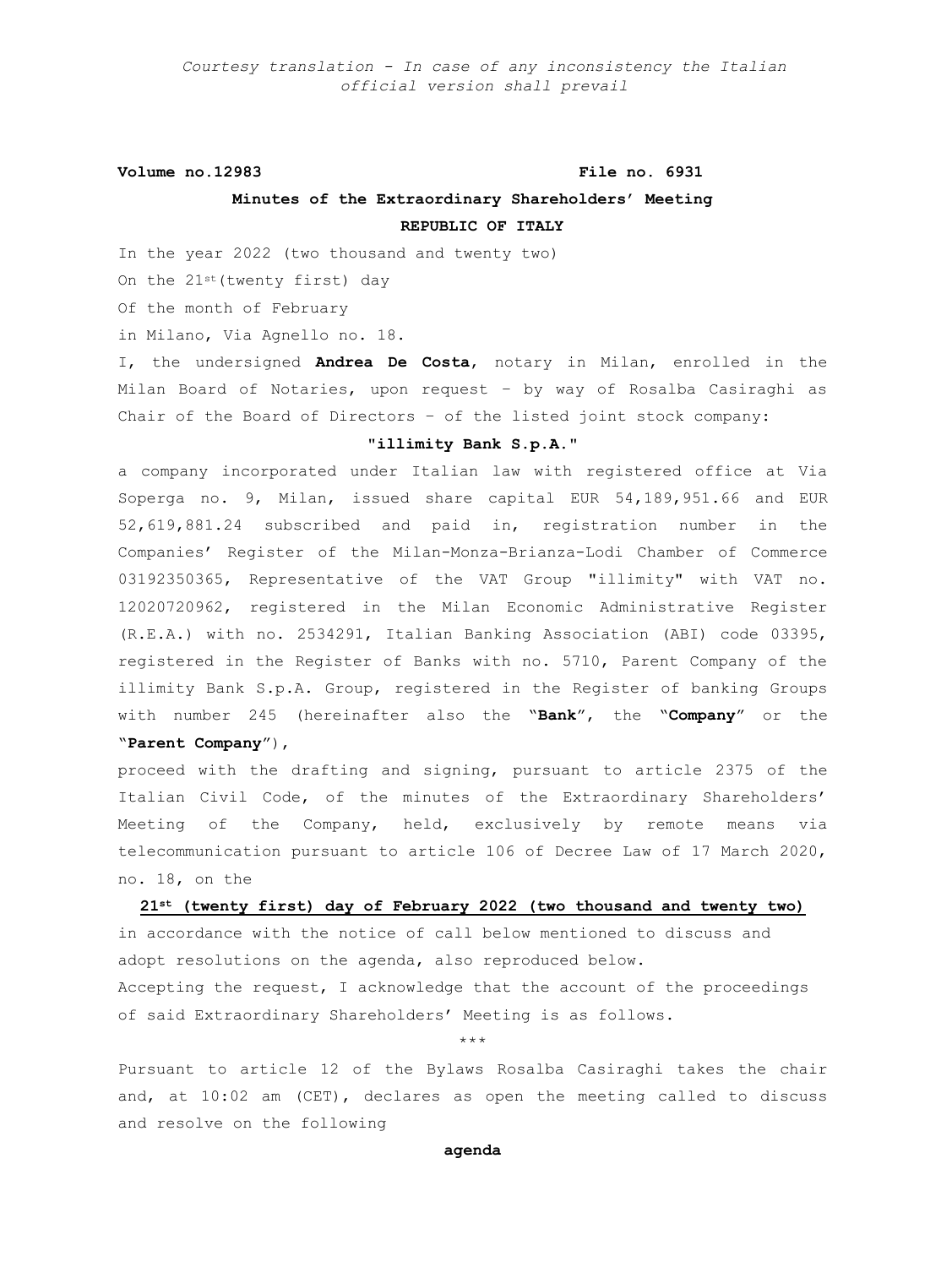*Courtesy translation - In case of any inconsistency the Italian official version shall prevail*

**Volume no.12983** **File no. 6931**

**Minutes of the Extraordinary Shareholders' Meeting**

**REPUBLIC OF ITALY**

In the year 2022 (two thousand and twenty two)

On the 21st(twenty first) day

Of the month of February

in Milano, Via Agnello no. 18.

I, the undersigned **Andrea De Costa**, notary in Milan, enrolled in the Milan Board of Notaries, upon request – by way of Rosalba Casiraghi as Chair of the Board of Directors – of the listed joint stock company:

**"illimity Bank S.p.A."**

a company incorporated under Italian law with registered office at Via Soperga no. 9, Milan, issued share capital EUR 54,189,951.66 and EUR 52,619,881.24 subscribed and paid in, registration number in the Companies' Register of the Milan-Monza-Brianza-Lodi Chamber of Commerce 03192350365, Representative of the VAT Group "illimity" with VAT no. 12020720962, registered in the Milan Economic Administrative Register (R.E.A.) with no. 2534291, Italian Banking Association (ABI) code 03395, registered in the Register of Banks with no. 5710, Parent Company of the illimity Bank S.p.A. Group, registered in the Register of banking Groups with number 245 (hereinafter also the "**Bank**", the "**Company**" or the "**Parent Company**"),

proceed with the drafting and signing, pursuant to article 2375 of the Italian Civil Code, of the minutes of the Extraordinary Shareholders' Meeting of the Company, held, exclusively by remote means via telecommunication pursuant to article 106 of Decree Law of 17 March 2020, no. 18, on the

**21st (twenty first) day of February 2022 (two thousand and twenty two)**

in accordance with the notice of call below mentioned to discuss and adopt resolutions on the agenda, also reproduced below.

Accepting the request, I acknowledge that the account of the proceedings of said Extraordinary Shareholders' Meeting is as follows.

\*\*\*

Pursuant to article 12 of the Bylaws Rosalba Casiraghi takes the chair and, at 10:02 am (CET), declares as open the meeting called to discuss and resolve on the following

**agenda**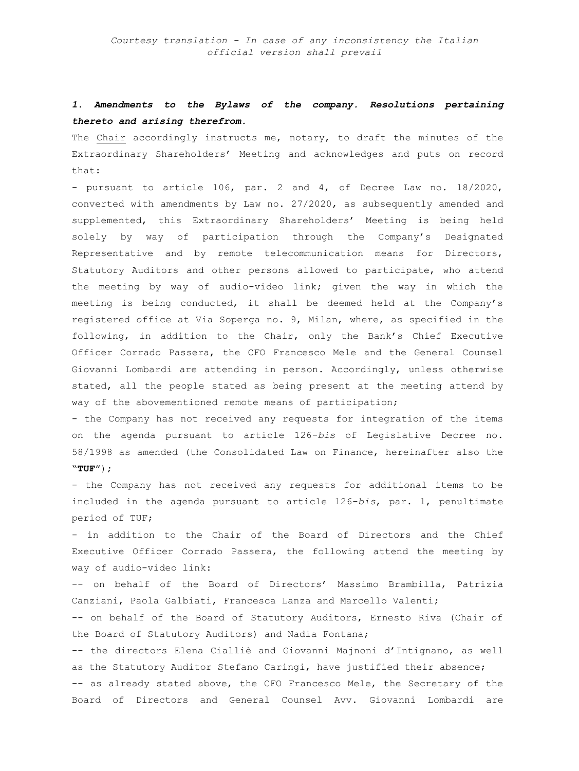*Courtesy translation - In case of any inconsistency the Italian official version shall prevail*

## ***1. Amendments to the Bylaws of the company. Resolutions pertaining thereto and arising therefrom.***

The Chair accordingly instructs me, notary, to draft the minutes of the Extraordinary Shareholders' Meeting and acknowledges and puts on record that:

- pursuant to article 106, par. 2 and 4, of Decree Law no. 18/2020, converted with amendments by Law no. 27/2020, as subsequently amended and supplemented, this Extraordinary Shareholders' Meeting is being held solely by way of participation through the Company's Designated Representative and by remote telecommunication means for Directors, Statutory Auditors and other persons allowed to participate, who attend the meeting by way of audio-video link; given the way in which the meeting is being conducted, it shall be deemed held at the Company's registered office at Via Soperga no. 9, Milan, where, as specified in the following, in addition to the Chair, only the Bank's Chief Executive Officer Corrado Passera, the CFO Francesco Mele and the General Counsel Giovanni Lombardi are attending in person. Accordingly, unless otherwise stated, all the people stated as being present at the meeting attend by way of the abovementioned remote means of participation;
- the Company has not received any requests for integration of the items on the agenda pursuant to article 126-*bis* of Legislative Decree no. 58/1998 as amended (the Consolidated Law on Finance, hereinafter also the "**TUF**");
- the Company has not received any requests for additional items to be included in the agenda pursuant to article 126-*bis*, par. 1, penultimate period of TUF;
- in addition to the Chair of the Board of Directors and the Chief Executive Officer Corrado Passera, the following attend the meeting by way of audio-video link:
  -- on behalf of the Board of Directors' Massimo Brambilla, Patrizia Canziani, Paola Galbiati, Francesca Lanza and Marcello Valenti;
  -- on behalf of the Board of Statutory Auditors, Ernesto Riva (Chair of the Board of Statutory Auditors) and Nadia Fontana;
  -- the directors Elena Cialliè and Giovanni Majnoni d'Intignano, as well as the Statutory Auditor Stefano Caringi, have justified their absence;
  -- as already stated above, the CFO Francesco Mele, the Secretary of the Board of Directors and General Counsel Avv. Giovanni Lombardi are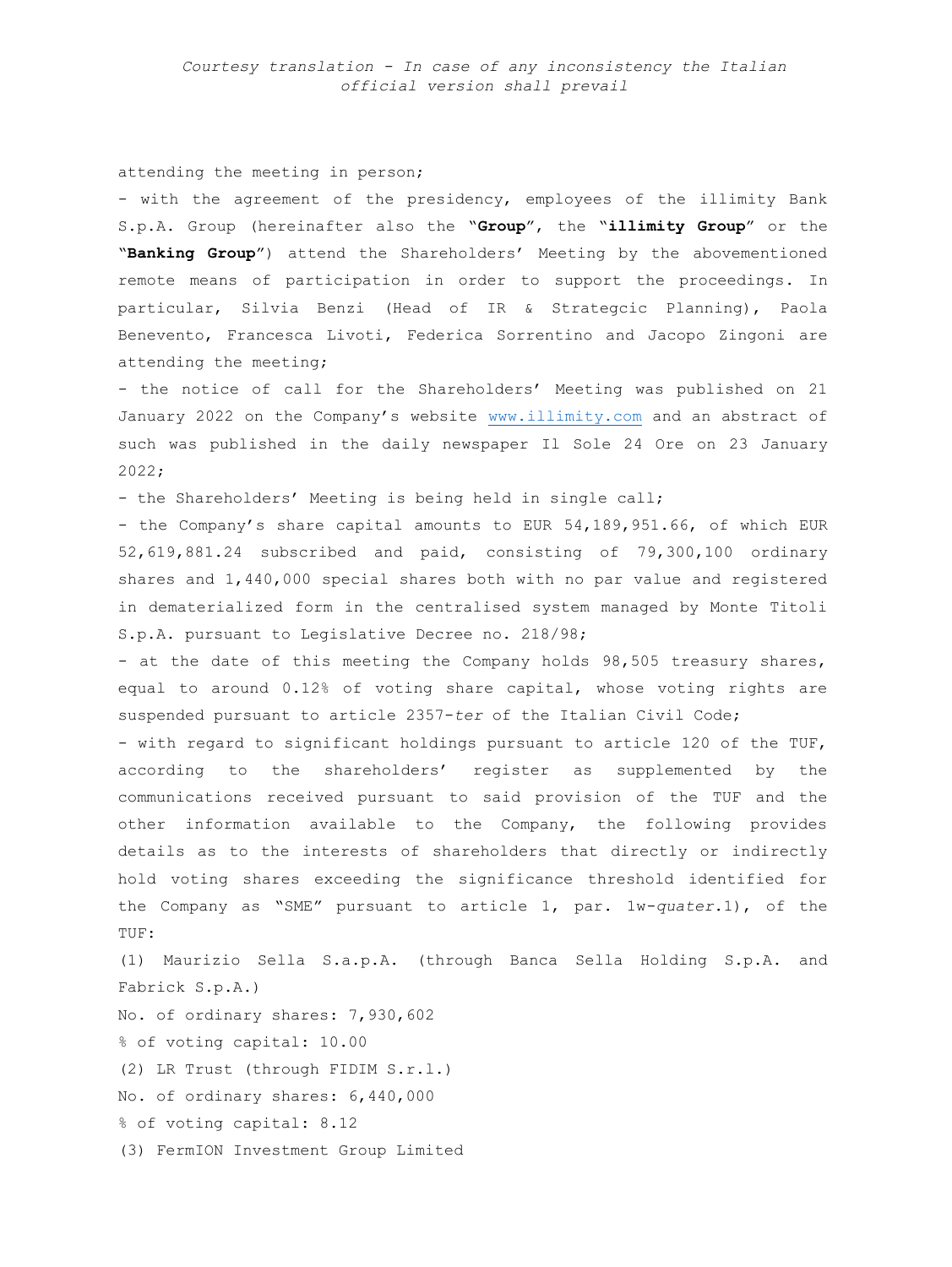*Courtesy translation - In case of any inconsistency the Italian official version shall prevail*

attending the meeting in person;

- with the agreement of the presidency, employees of the illimity Bank S.p.A. Group (hereinafter also the "**Group**", the "**illimity Group**" or the "**Banking Group**") attend the Shareholders' Meeting by the abovementioned remote means of participation in order to support the proceedings. In particular, Silvia Benzi (Head of IR & Strategcic Planning), Paola Benevento, Francesca Livoti, Federica Sorrentino and Jacopo Zingoni are attending the meeting;
- the notice of call for the Shareholders' Meeting was published on 21 January 2022 on the Company's website www.illimity.com and an abstract of such was published in the daily newspaper Il Sole 24 Ore on 23 January 2022;
- the Shareholders' Meeting is being held in single call;
- the Company's share capital amounts to EUR 54,189,951.66, of which EUR 52,619,881.24 subscribed and paid, consisting of 79,300,100 ordinary shares and 1,440,000 special shares both with no par value and registered in dematerialized form in the centralised system managed by Monte Titoli S.p.A. pursuant to Legislative Decree no. 218/98;
- at the date of this meeting the Company holds 98,505 treasury shares, equal to around 0.12% of voting share capital, whose voting rights are suspended pursuant to article 2357-*ter* of the Italian Civil Code;
- with regard to significant holdings pursuant to article 120 of the TUF, according to the shareholders' register as supplemented by the communications received pursuant to said provision of the TUF and the other information available to the Company, the following provides details as to the interests of shareholders that directly or indirectly hold voting shares exceeding the significance threshold identified for the Company as "SME" pursuant to article 1, par. 1w-*quater*.1), of the TUF:

(1) Maurizio Sella S.a.p.A. (through Banca Sella Holding S.p.A. and Fabrick S.p.A.)

No. of ordinary shares: 7,930,602

% of voting capital: 10.00

(2) LR Trust (through FIDIM S.r.l.)

No. of ordinary shares: 6,440,000

% of voting capital: 8.12

(3) FermION Investment Group Limited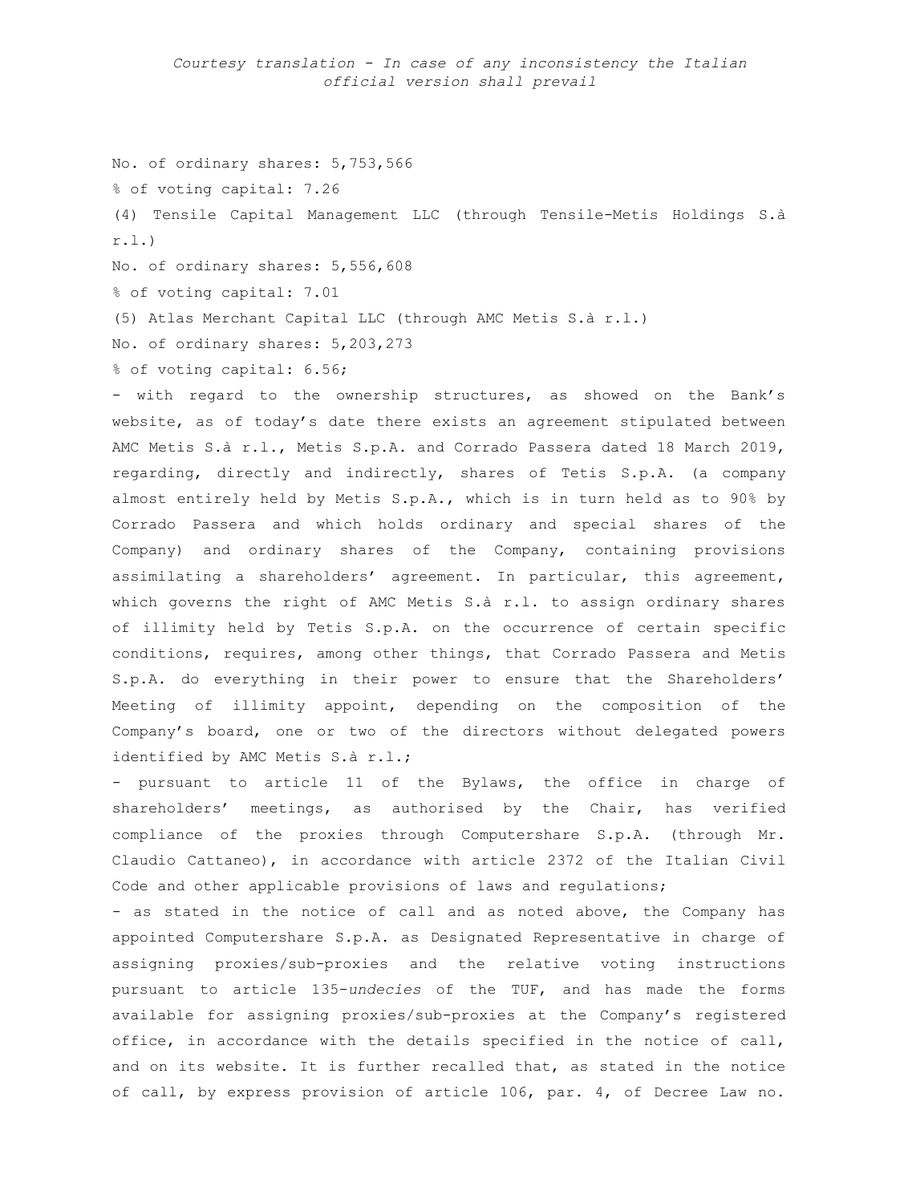*Courtesy translation - In case of any inconsistency the Italian official version shall prevail*

No. of ordinary shares: 5,753,566

% of voting capital: 7.26

(4) Tensile Capital Management LLC (through Tensile-Metis Holdings S.à r.l.)

No. of ordinary shares: 5,556,608

% of voting capital: 7.01

(5) Atlas Merchant Capital LLC (through AMC Metis S.à r.l.)

No. of ordinary shares: 5,203,273

% of voting capital: 6.56;

- with regard to the ownership structures, as showed on the Bank's website, as of today's date there exists an agreement stipulated between AMC Metis S.à r.l., Metis S.p.A. and Corrado Passera dated 18 March 2019, regarding, directly and indirectly, shares of Tetis S.p.A. (a company almost entirely held by Metis S.p.A., which is in turn held as to 90% by Corrado Passera and which holds ordinary and special shares of the Company) and ordinary shares of the Company, containing provisions assimilating a shareholders' agreement. In particular, this agreement, which governs the right of AMC Metis S.à r.l. to assign ordinary shares of illimity held by Tetis S.p.A. on the occurrence of certain specific conditions, requires, among other things, that Corrado Passera and Metis S.p.A. do everything in their power to ensure that the Shareholders' Meeting of illimity appoint, depending on the composition of the Company's board, one or two of the directors without delegated powers identified by AMC Metis S.à r.l.;
- pursuant to article 11 of the Bylaws, the office in charge of shareholders' meetings, as authorised by the Chair, has verified compliance of the proxies through Computershare S.p.A. (through Mr. Claudio Cattaneo), in accordance with article 2372 of the Italian Civil Code and other applicable provisions of laws and regulations;
- as stated in the notice of call and as noted above, the Company has appointed Computershare S.p.A. as Designated Representative in charge of assigning proxies/sub-proxies and the relative voting instructions pursuant to article 135-*undecies* of the TUF, and has made the forms available for assigning proxies/sub-proxies at the Company's registered office, in accordance with the details specified in the notice of call, and on its website. It is further recalled that, as stated in the notice of call, by express provision of article 106, par. 4, of Decree Law no.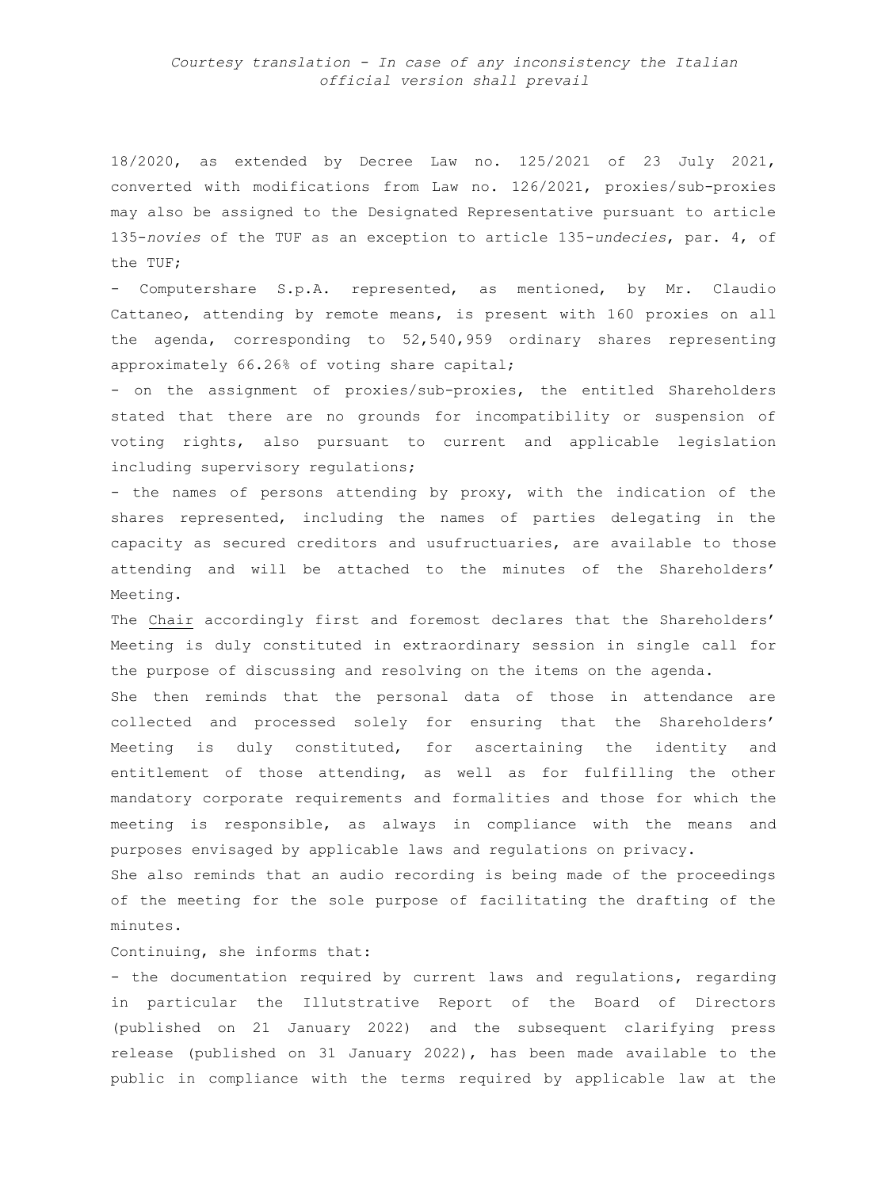*Courtesy translation - In case of any inconsistency the Italian official version shall prevail*

18/2020, as extended by Decree Law no. 125/2021 of 23 July 2021, converted with modifications from Law no. 126/2021, proxies/sub-proxies may also be assigned to the Designated Representative pursuant to article 135-*novies* of the TUF as an exception to article 135-*undecies*, par. 4, of the TUF;

- Computershare S.p.A. represented, as mentioned, by Mr. Claudio Cattaneo, attending by remote means, is present with 160 proxies on all the agenda, corresponding to 52,540,959 ordinary shares representing approximately 66.26% of voting share capital;
- on the assignment of proxies/sub-proxies, the entitled Shareholders stated that there are no grounds for incompatibility or suspension of voting rights, also pursuant to current and applicable legislation including supervisory regulations;
- the names of persons attending by proxy, with the indication of the shares represented, including the names of parties delegating in the capacity as secured creditors and usufructuaries, are available to those attending and will be attached to the minutes of the Shareholders' Meeting.

The Chair accordingly first and foremost declares that the Shareholders' Meeting is duly constituted in extraordinary session in single call for the purpose of discussing and resolving on the items on the agenda.

She then reminds that the personal data of those in attendance are collected and processed solely for ensuring that the Shareholders' Meeting is duly constituted, for ascertaining the identity and entitlement of those attending, as well as for fulfilling the other mandatory corporate requirements and formalities and those for which the meeting is responsible, as always in compliance with the means and purposes envisaged by applicable laws and regulations on privacy.

She also reminds that an audio recording is being made of the proceedings of the meeting for the sole purpose of facilitating the drafting of the minutes.

Continuing, she informs that:

- the documentation required by current laws and regulations, regarding in particular the Illutstrative Report of the Board of Directors (published on 21 January 2022) and the subsequent clarifying press release (published on 31 January 2022), has been made available to the public in compliance with the terms required by applicable law at the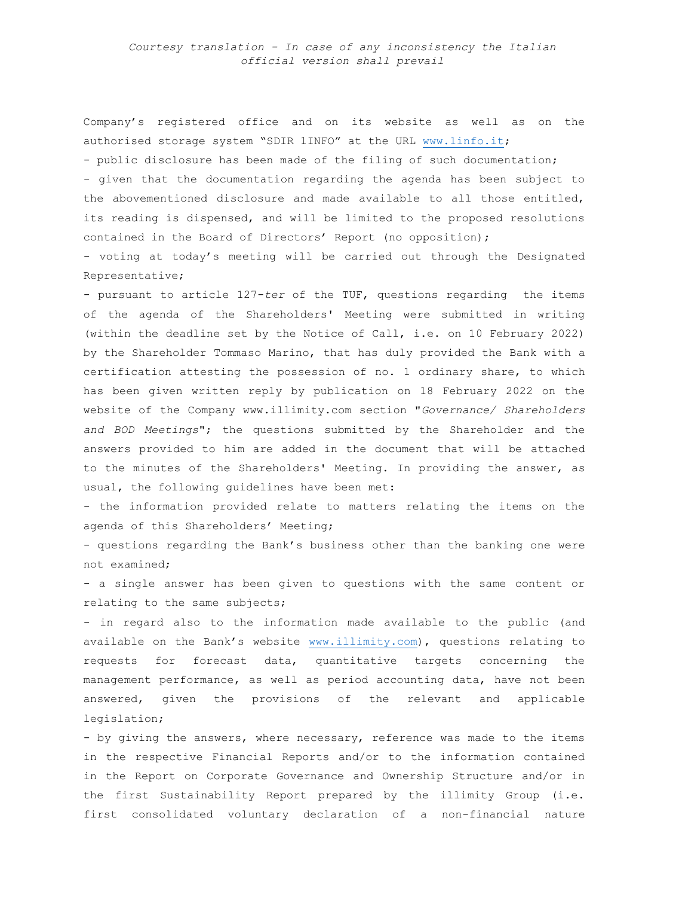Company's registered office and on its website as well as on the authorised storage system "SDIR 1INFO" at the URL www.1info.it;

- public disclosure has been made of the filing of such documentation;
- given that the documentation regarding the agenda has been subject to the abovementioned disclosure and made available to all those entitled, its reading is dispensed, and will be limited to the proposed resolutions contained in the Board of Directors' Report (no opposition);
- voting at today's meeting will be carried out through the Designated Representative;
- pursuant to article 127-*ter* of the TUF, questions regarding the items of the agenda of the Shareholders' Meeting were submitted in writing (within the deadline set by the Notice of Call, i.e. on 10 February 2022) by the Shareholder Tommaso Marino, that has duly provided the Bank with a certification attesting the possession of no. 1 ordinary share, to which has been given written reply by publication on 18 February 2022 on the website of the Company www.illimity.com section "*Governance/ Shareholders and BOD Meetings*"; the questions submitted by the Shareholder and the answers provided to him are added in the document that will be attached to the minutes of the Shareholders' Meeting. In providing the answer, as usual, the following guidelines have been met:
- the information provided relate to matters relating the items on the agenda of this Shareholders' Meeting;
- questions regarding the Bank's business other than the banking one were not examined;
- a single answer has been given to questions with the same content or relating to the same subjects;
- in regard also to the information made available to the public (and available on the Bank's website www.illimity.com), questions relating to requests for forecast data, quantitative targets concerning the management performance, as well as period accounting data, have not been answered, given the provisions of the relevant and applicable legislation;
- by giving the answers, where necessary, reference was made to the items in the respective Financial Reports and/or to the information contained in the Report on Corporate Governance and Ownership Structure and/or in the first Sustainability Report prepared by the illimity Group (i.e. first consolidated voluntary declaration of a non-financial nature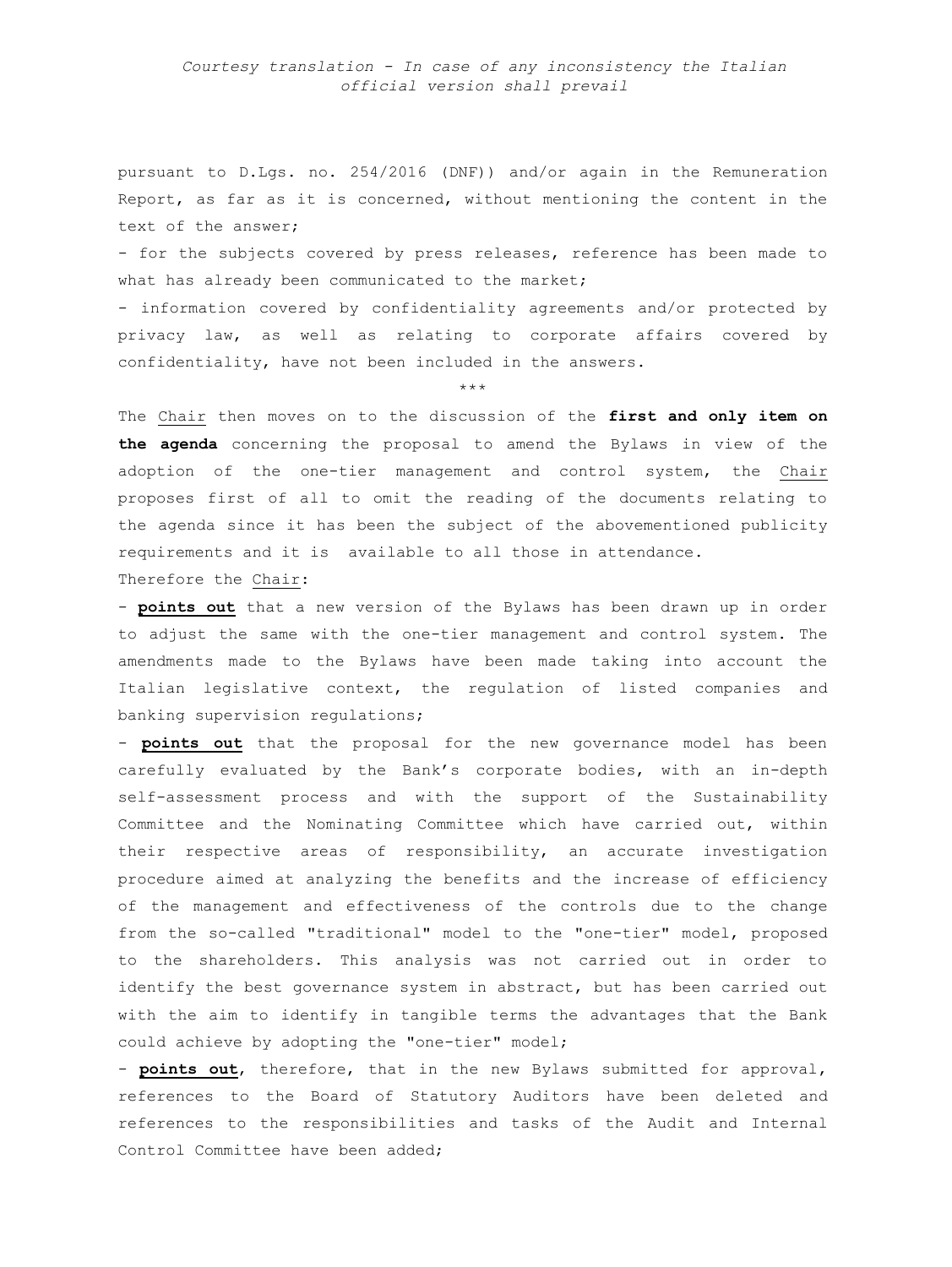pursuant to D.Lgs. no. 254/2016 (DNF)) and/or again in the Remuneration Report, as far as it is concerned, without mentioning the content in the text of the answer;

- for the subjects covered by press releases, reference has been made to what has already been communicated to the market;
- information covered by confidentiality agreements and/or protected by privacy law, as well as relating to corporate affairs covered by confidentiality, have not been included in the answers.

\*\*\*

The Chair then moves on to the discussion of the **first and only item on the agenda** concerning the proposal to amend the Bylaws in view of the adoption of the one-tier management and control system, the Chair proposes first of all to omit the reading of the documents relating to the agenda since it has been the subject of the abovementioned publicity requirements and it is available to all those in attendance.

Therefore the Chair:

- **points out** that a new version of the Bylaws has been drawn up in order to adjust the same with the one-tier management and control system. The amendments made to the Bylaws have been made taking into account the Italian legislative context, the regulation of listed companies and banking supervision regulations;
- **points out** that the proposal for the new governance model has been carefully evaluated by the Bank's corporate bodies, with an in-depth self-assessment process and with the support of the Sustainability Committee and the Nominating Committee which have carried out, within their respective areas of responsibility, an accurate investigation procedure aimed at analyzing the benefits and the increase of efficiency of the management and effectiveness of the controls due to the change from the so-called "traditional" model to the "one-tier" model, proposed to the shareholders. This analysis was not carried out in order to identify the best governance system in abstract, but has been carried out with the aim to identify in tangible terms the advantages that the Bank could achieve by adopting the "one-tier" model;
- **points out**, therefore, that in the new Bylaws submitted for approval, references to the Board of Statutory Auditors have been deleted and references to the responsibilities and tasks of the Audit and Internal Control Committee have been added;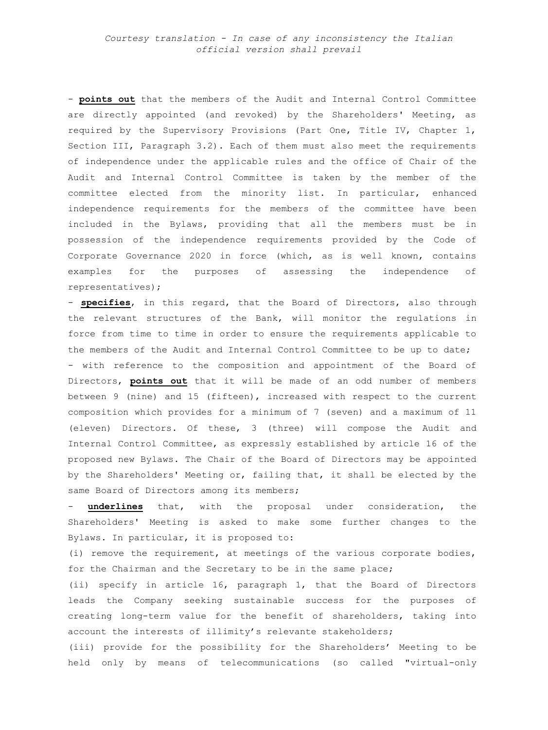*Courtesy translation - In case of any inconsistency the Italian official version shall prevail*

- **points out** that the members of the Audit and Internal Control Committee are directly appointed (and revoked) by the Shareholders' Meeting, as required by the Supervisory Provisions (Part One, Title IV, Chapter 1, Section III, Paragraph 3.2). Each of them must also meet the requirements of independence under the applicable rules and the office of Chair of the Audit and Internal Control Committee is taken by the member of the committee elected from the minority list. In particular, enhanced independence requirements for the members of the committee have been included in the Bylaws, providing that all the members must be in possession of the independence requirements provided by the Code of Corporate Governance 2020 in force (which, as is well known, contains examples for the purposes of assessing the independence of representatives);
- **specifies**, in this regard, that the Board of Directors, also through the relevant structures of the Bank, will monitor the regulations in force from time to time in order to ensure the requirements applicable to the members of the Audit and Internal Control Committee to be up to date;
- with reference to the composition and appointment of the Board of Directors, **points out** that it will be made of an odd number of members between 9 (nine) and 15 (fifteen), increased with respect to the current composition which provides for a minimum of 7 (seven) and a maximum of 11 (eleven) Directors. Of these, 3 (three) will compose the Audit and Internal Control Committee, as expressly established by article 16 of the proposed new Bylaws. The Chair of the Board of Directors may be appointed by the Shareholders' Meeting or, failing that, it shall be elected by the same Board of Directors among its members;
- **underlines** that, with the proposal under consideration, the Shareholders' Meeting is asked to make some further changes to the Bylaws. In particular, it is proposed to:

(i) remove the requirement, at meetings of the various corporate bodies, for the Chairman and the Secretary to be in the same place;

(ii) specify in article 16, paragraph 1, that the Board of Directors leads the Company seeking sustainable success for the purposes of creating long-term value for the benefit of shareholders, taking into account the interests of illimity's relevante stakeholders;

(iii) provide for the possibility for the Shareholders' Meeting to be held only by means of telecommunications (so called "virtual-only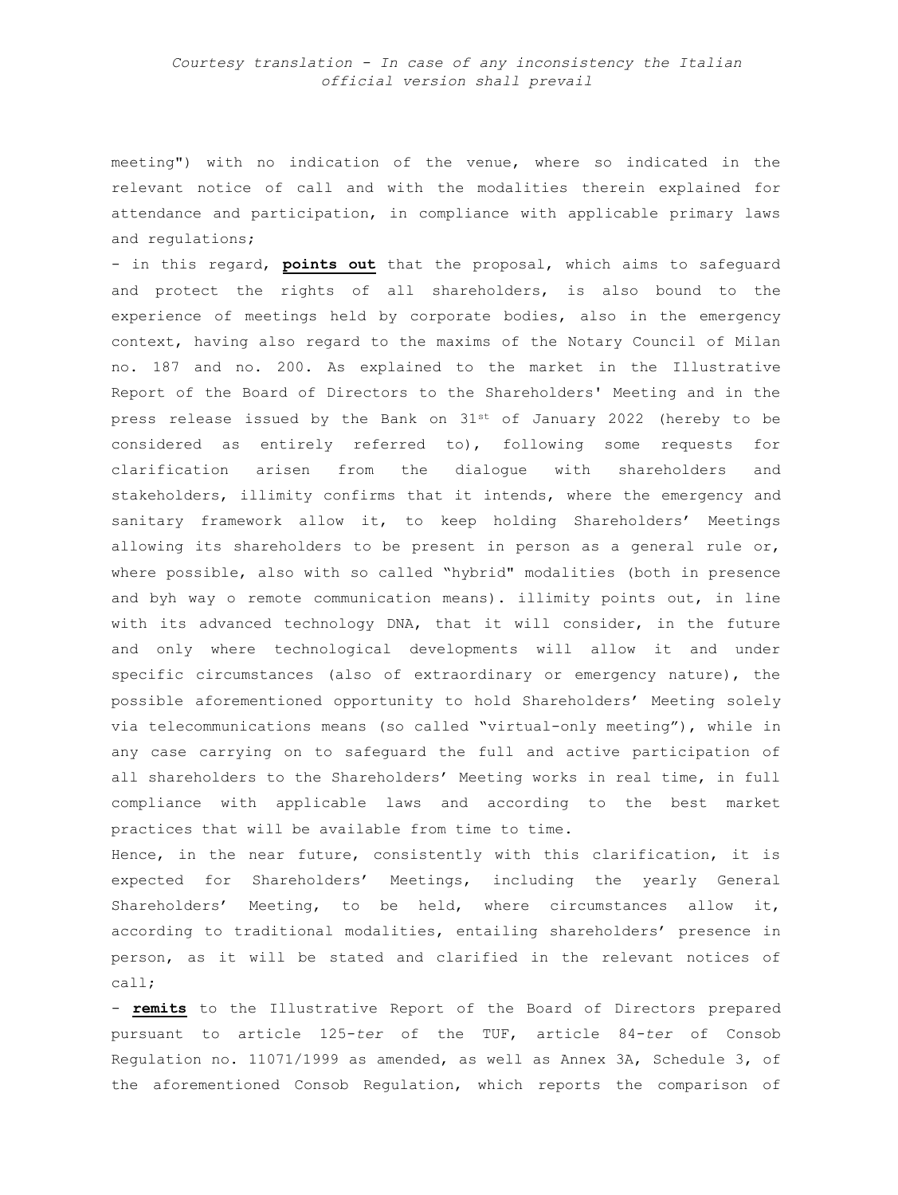meeting") with no indication of the venue, where so indicated in the relevant notice of call and with the modalities therein explained for attendance and participation, in compliance with applicable primary laws and regulations;

- in this regard, **points out** that the proposal, which aims to safeguard and protect the rights of all shareholders, is also bound to the experience of meetings held by corporate bodies, also in the emergency context, having also regard to the maxims of the Notary Council of Milan no. 187 and no. 200. As explained to the market in the Illustrative Report of the Board of Directors to the Shareholders' Meeting and in the press release issued by the Bank on 31st of January 2022 (hereby to be considered as entirely referred to), following some requests for clarification arisen from the dialogue with shareholders and stakeholders, illimity confirms that it intends, where the emergency and sanitary framework allow it, to keep holding Shareholders' Meetings allowing its shareholders to be present in person as a general rule or, where possible, also with so called "hybrid" modalities (both in presence and byh way o remote communication means). illimity points out, in line with its advanced technology DNA, that it will consider, in the future and only where technological developments will allow it and under specific circumstances (also of extraordinary or emergency nature), the possible aforementioned opportunity to hold Shareholders' Meeting solely via telecommunications means (so called "virtual-only meeting"), while in any case carrying on to safeguard the full and active participation of all shareholders to the Shareholders' Meeting works in real time, in full compliance with applicable laws and according to the best market practices that will be available from time to time.

Hence, in the near future, consistently with this clarification, it is expected for Shareholders' Meetings, including the yearly General Shareholders' Meeting, to be held, where circumstances allow it, according to traditional modalities, entailing shareholders' presence in person, as it will be stated and clarified in the relevant notices of call;

- **remits** to the Illustrative Report of the Board of Directors prepared pursuant to article 125-*ter* of the TUF, article 84-*ter* of Consob Regulation no. 11071/1999 as amended, as well as Annex 3A, Schedule 3, of the aforementioned Consob Regulation, which reports the comparison of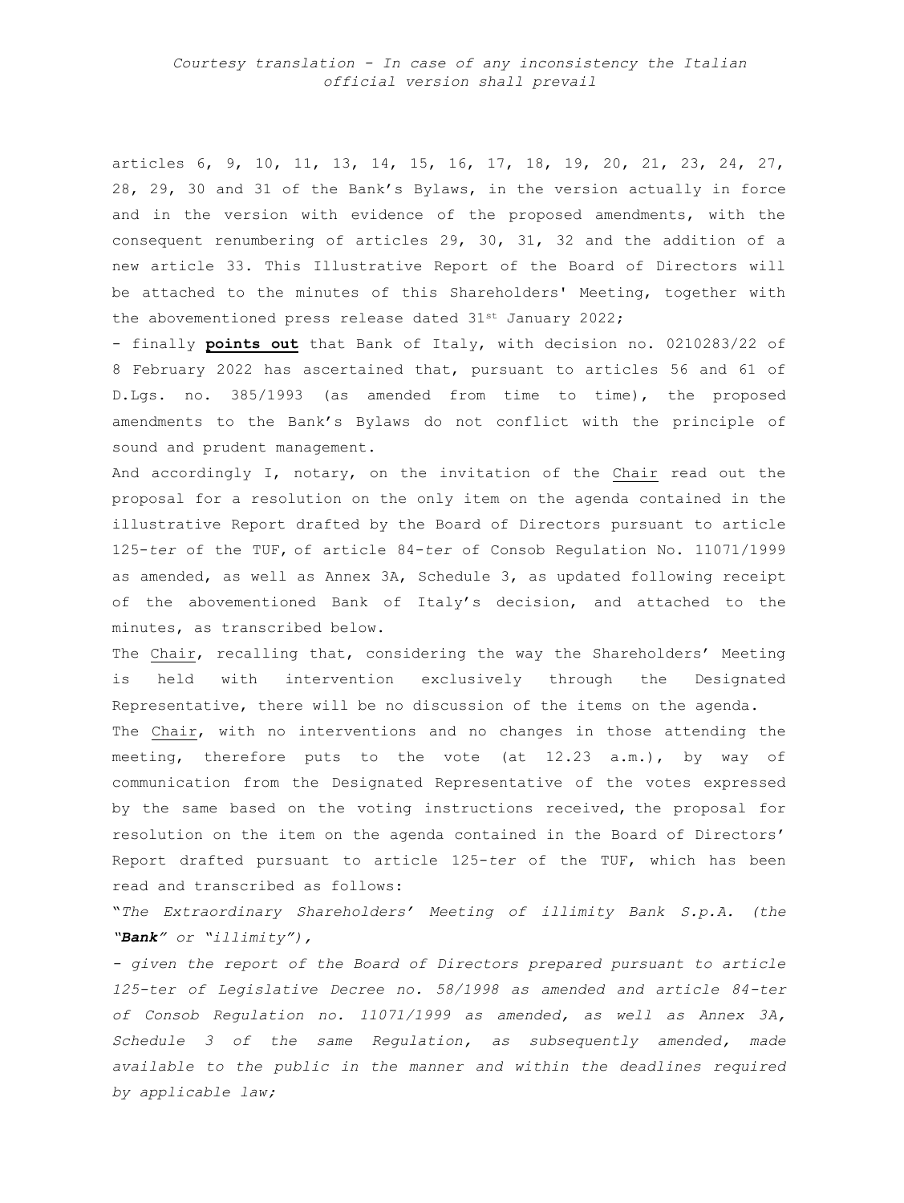*Courtesy translation - In case of any inconsistency the Italian official version shall prevail*

articles 6, 9, 10, 11, 13, 14, 15, 16, 17, 18, 19, 20, 21, 23, 24, 27, 28, 29, 30 and 31 of the Bank's Bylaws, in the version actually in force and in the version with evidence of the proposed amendments, with the consequent renumbering of articles 29, 30, 31, 32 and the addition of a new article 33. This Illustrative Report of the Board of Directors will be attached to the minutes of this Shareholders' Meeting, together with the abovementioned press release dated 31st January 2022;

- finally **points out** that Bank of Italy, with decision no. 0210283/22 of 8 February 2022 has ascertained that, pursuant to articles 56 and 61 of D.Lgs. no. 385/1993 (as amended from time to time), the proposed amendments to the Bank's Bylaws do not conflict with the principle of sound and prudent management.

And accordingly I, notary, on the invitation of the Chair read out the proposal for a resolution on the only item on the agenda contained in the illustrative Report drafted by the Board of Directors pursuant to article 125-*ter* of the TUF, of article 84-*ter* of Consob Regulation No. 11071/1999 as amended, as well as Annex 3A, Schedule 3, as updated following receipt of the abovementioned Bank of Italy's decision, and attached to the minutes, as transcribed below.

The Chair, recalling that, considering the way the Shareholders' Meeting is held with intervention exclusively through the Designated Representative, there will be no discussion of the items on the agenda.

The Chair, with no interventions and no changes in those attending the meeting, therefore puts to the vote (at 12.23 a.m.), by way of communication from the Designated Representative of the votes expressed by the same based on the voting instructions received, the proposal for resolution on the item on the agenda contained in the Board of Directors' Report drafted pursuant to article 125-*ter* of the TUF, which has been read and transcribed as follows:

"*The Extraordinary Shareholders' Meeting of illimity Bank S.p.A. (the* ***"Bank"*** *or "illimity"),*

*- given the report of the Board of Directors prepared pursuant to article 125-ter of Legislative Decree no. 58/1998 as amended and article 84-ter of Consob Regulation no. 11071/1999 as amended, as well as Annex 3A, Schedule 3 of the same Regulation, as subsequently amended, made available to the public in the manner and within the deadlines required by applicable law;*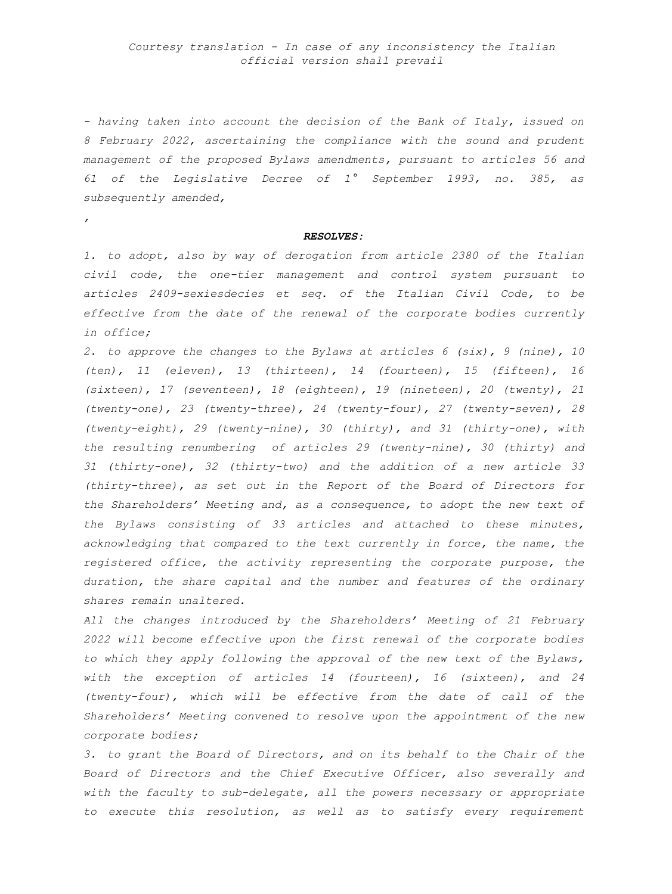*Courtesy translation - In case of any inconsistency the Italian official version shall prevail*

*- having taken into account the decision of the Bank of Italy, issued on 8 February 2022, ascertaining the compliance with the sound and prudent management of the proposed Bylaws amendments, pursuant to articles 56 and 61 of the Legislative Decree of 1° September 1993, no. 385, as subsequently amended,*

*,*

***RESOLVES:***

*1. to adopt, also by way of derogation from article 2380 of the Italian civil code, the one-tier management and control system pursuant to articles 2409-sexiesdecies et seq. of the Italian Civil Code, to be effective from the date of the renewal of the corporate bodies currently in office;*

*2. to approve the changes to the Bylaws at articles 6 (six), 9 (nine), 10 (ten), 11 (eleven), 13 (thirteen), 14 (fourteen), 15 (fifteen), 16 (sixteen), 17 (seventeen), 18 (eighteen), 19 (nineteen), 20 (twenty), 21 (twenty-one), 23 (twenty-three), 24 (twenty-four), 27 (twenty-seven), 28 (twenty-eight), 29 (twenty-nine), 30 (thirty), and 31 (thirty-one), with the resulting renumbering of articles 29 (twenty-nine), 30 (thirty) and 31 (thirty-one), 32 (thirty-two) and the addition of a new article 33 (thirty-three), as set out in the Report of the Board of Directors for the Shareholders' Meeting and, as a consequence, to adopt the new text of the Bylaws consisting of 33 articles and attached to these minutes, acknowledging that compared to the text currently in force, the name, the registered office, the activity representing the corporate purpose, the duration, the share capital and the number and features of the ordinary shares remain unaltered.*

*All the changes introduced by the Shareholders' Meeting of 21 February 2022 will become effective upon the first renewal of the corporate bodies to which they apply following the approval of the new text of the Bylaws, with the exception of articles 14 (fourteen), 16 (sixteen), and 24 (twenty-four), which will be effective from the date of call of the Shareholders' Meeting convened to resolve upon the appointment of the new corporate bodies;*

*3. to grant the Board of Directors, and on its behalf to the Chair of the Board of Directors and the Chief Executive Officer, also severally and with the faculty to sub-delegate, all the powers necessary or appropriate to execute this resolution, as well as to satisfy every requirement*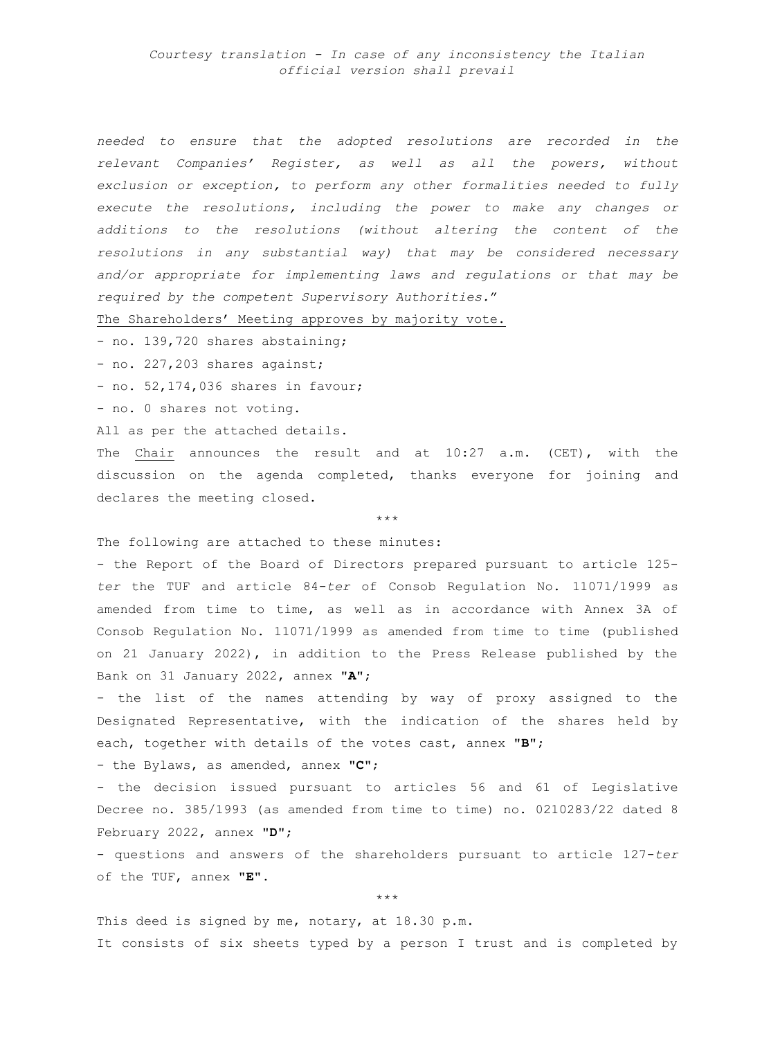*needed to ensure that the adopted resolutions are recorded in the relevant Companies' Register, as well as all the powers, without exclusion or exception, to perform any other formalities needed to fully execute the resolutions, including the power to make any changes or additions to the resolutions (without altering the content of the resolutions in any substantial way) that may be considered necessary and/or appropriate for implementing laws and regulations or that may be required by the competent Supervisory Authorities."*

The Shareholders' Meeting approves by majority vote.

- no. 139,720 shares abstaining;
- no. 227,203 shares against;
- no. 52,174,036 shares in favour;
- no. 0 shares not voting.

All as per the attached details.

The Chair announces the result and at 10:27 a.m. (CET), with the discussion on the agenda completed, thanks everyone for joining and declares the meeting closed.

\*\*\*

The following are attached to these minutes:

- the Report of the Board of Directors prepared pursuant to article 125-*ter* the TUF and article 84-*ter* of Consob Regulation No. 11071/1999 as amended from time to time, as well as in accordance with Annex 3A of Consob Regulation No. 11071/1999 as amended from time to time (published on 21 January 2022), in addition to the Press Release published by the Bank on 31 January 2022, annex **"A"**;
- the list of the names attending by way of proxy assigned to the Designated Representative, with the indication of the shares held by each, together with details of the votes cast, annex **"B"**;
- the Bylaws, as amended, annex **"C"**;
- the decision issued pursuant to articles 56 and 61 of Legislative Decree no. 385/1993 (as amended from time to time) no. 0210283/22 dated 8 February 2022, annex **"D"**;
- questions and answers of the shareholders pursuant to article 127-*ter* of the TUF, annex **"E"**.

\*\*\*

This deed is signed by me, notary, at 18.30 p.m.

It consists of six sheets typed by a person I trust and is completed by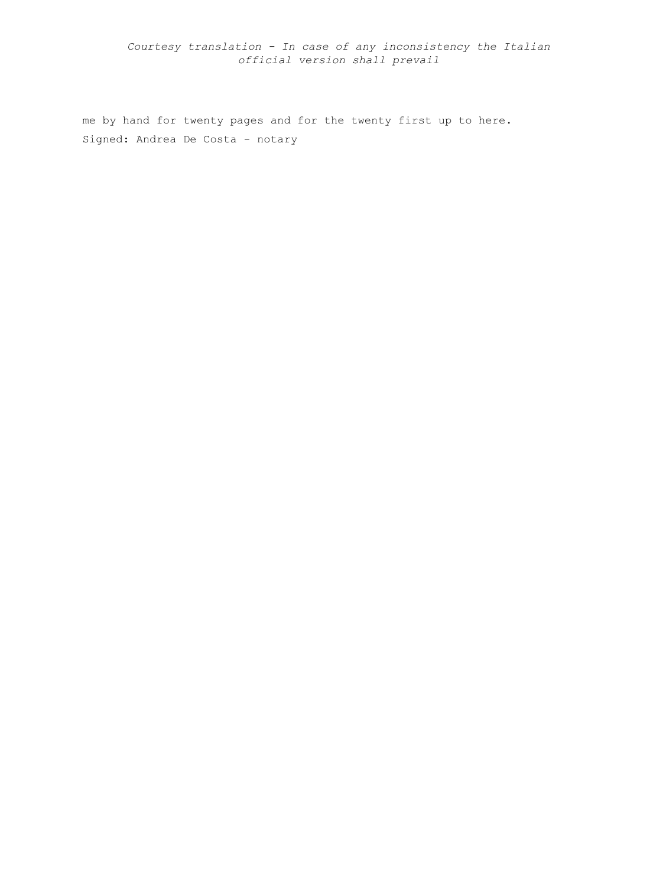me by hand for twenty pages and for the twenty first up to here.

Signed: Andrea De Costa - notary